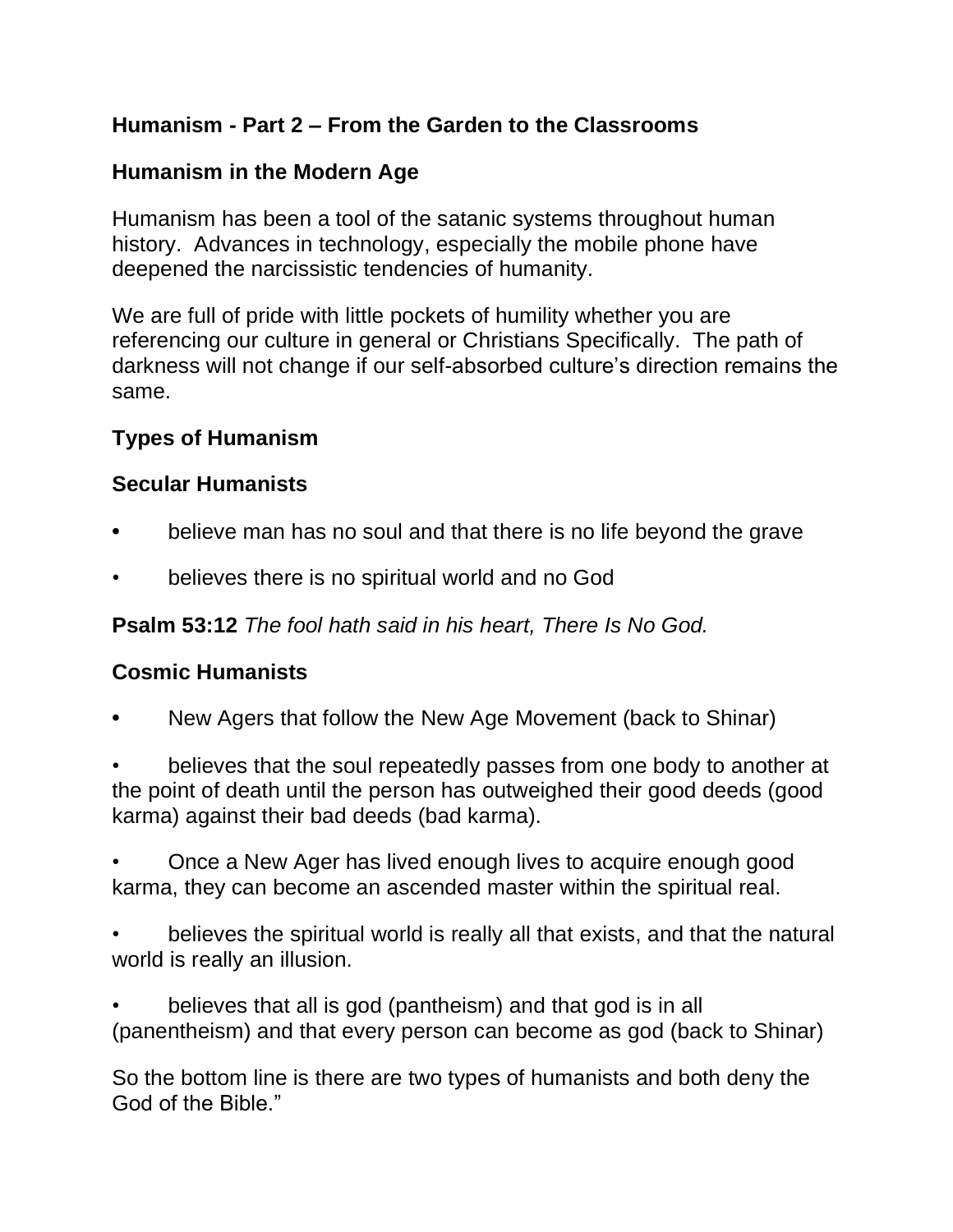## Humanism - Part 2 – From the Garden to the Classrooms

### Humanism in the Modern Age

Humanism has been a tool of the satanic systems throughout human history. Advances in technology, especially the mobile phone have deepened the narcissistic tendencies of humanity.

We are full of pride with little pockets of humility whether you are referencing our culture in general or Christians Specifically. The path of darkness will not change if our self-absorbed culture's direction remains the same.

### Types of Humanism

### Secular Humanists

- believe man has no soul and that there is no life beyond the grave
- believes there is no spiritual world and no God

**Psalm 53:12** *The fool hath said in his heart, There Is No God.*

### Cosmic Humanists

- New Agers that follow the New Age Movement (back to Shinar)
- believes that the soul repeatedly passes from one body to another at the point of death until the person has outweighed their good deeds (good karma) against their bad deeds (bad karma).
- Once a New Ager has lived enough lives to acquire enough good karma, they can become an ascended master within the spiritual real.
- believes the spiritual world is really all that exists, and that the natural world is really an illusion.
- believes that all is god (pantheism) and that god is in all (panentheism) and that every person can become as god (back to Shinar)

So the bottom line is there are two types of humanists and both deny the God of the Bible."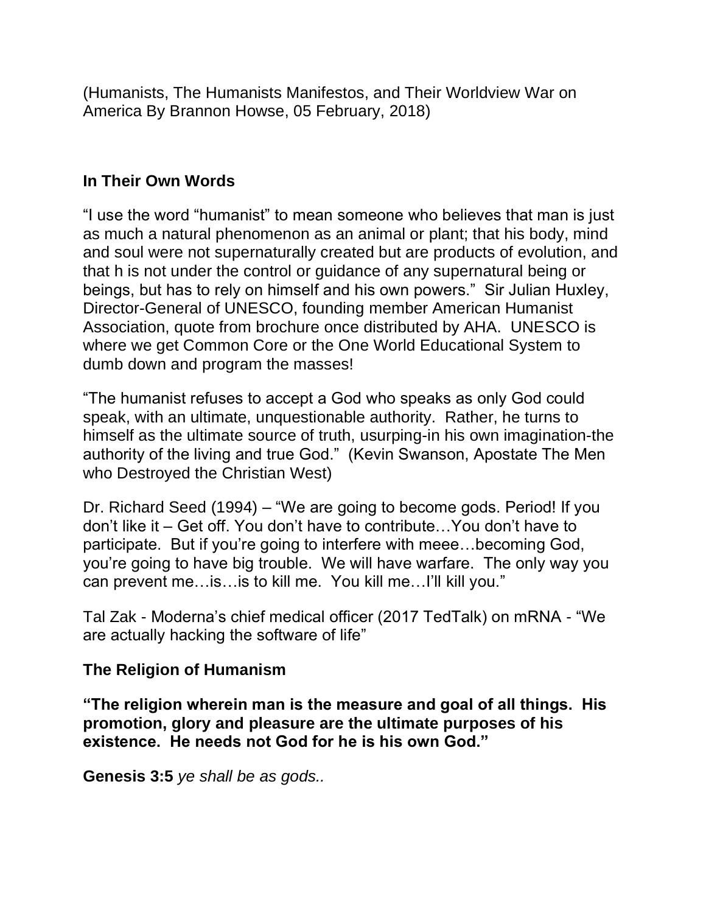(Humanists, The Humanists Manifestos, and Their Worldview War on America By Brannon Howse, 05 February, 2018)

## In Their Own Words

"I use the word "humanist" to mean someone who believes that man is just as much a natural phenomenon as an animal or plant; that his body, mind and soul were not supernaturally created but are products of evolution, and that h is not under the control or guidance of any supernatural being or beings, but has to rely on himself and his own powers." Sir Julian Huxley, Director-General of UNESCO, founding member American Humanist Association, quote from brochure once distributed by AHA. UNESCO is where we get Common Core or the One World Educational System to dumb down and program the masses!

"The humanist refuses to accept a God who speaks as only God could speak, with an ultimate, unquestionable authority. Rather, he turns to himself as the ultimate source of truth, usurping-in his own imagination-the authority of the living and true God." (Kevin Swanson, Apostate The Men who Destroyed the Christian West)

Dr. Richard Seed (1994) – "We are going to become gods. Period! If you don't like it – Get off. You don't have to contribute…You don't have to participate. But if you're going to interfere with meee…becoming God, you're going to have big trouble. We will have warfare. The only way you can prevent me…is…is to kill me. You kill me…I'll kill you."

Tal Zak - Moderna's chief medical officer (2017 TedTalk) on mRNA - "We are actually hacking the software of life"

## The Religion of Humanism

**"The religion wherein man is the measure and goal of all things. His promotion, glory and pleasure are the ultimate purposes of his existence. He needs not God for he is his own God."**

**Genesis 3:5** *ye shall be as gods..*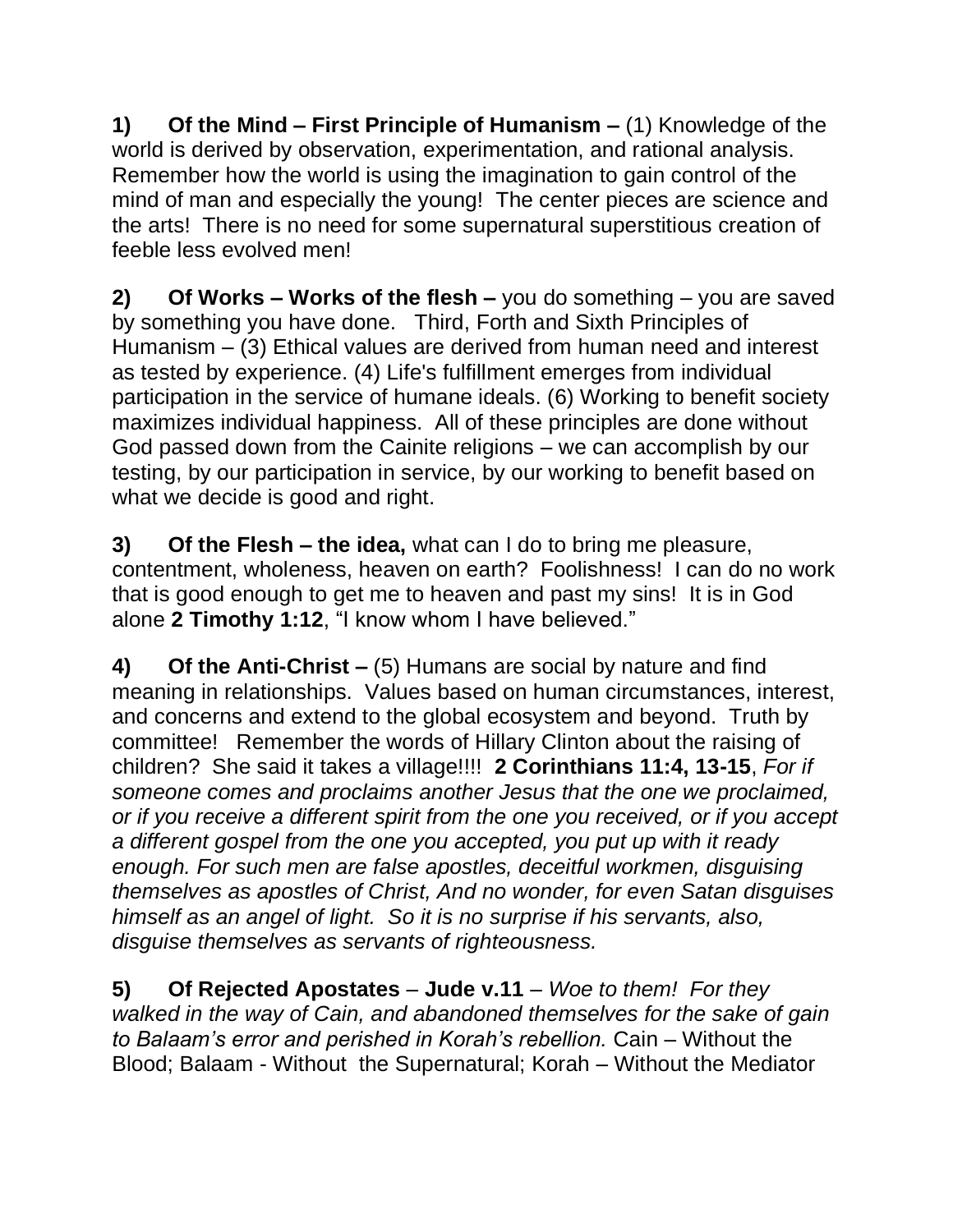**1) Of the Mind – First Principle of Humanism –** (1) Knowledge of the world is derived by observation, experimentation, and rational analysis. Remember how the world is using the imagination to gain control of the mind of man and especially the young! The center pieces are science and the arts! There is no need for some supernatural superstitious creation of feeble less evolved men!

**2) Of Works – Works of the flesh –** you do something – you are saved by something you have done. Third, Forth and Sixth Principles of Humanism – (3) Ethical values are derived from human need and interest as tested by experience. (4) Life's fulfillment emerges from individual participation in the service of humane ideals. (6) Working to benefit society maximizes individual happiness. All of these principles are done without God passed down from the Cainite religions – we can accomplish by our testing, by our participation in service, by our working to benefit based on what we decide is good and right.

**3) Of the Flesh – the idea,** what can I do to bring me pleasure, contentment, wholeness, heaven on earth? Foolishness! I can do no work that is good enough to get me to heaven and past my sins! It is in God alone **2 Timothy 1:12**, "I know whom I have believed."

**4) Of the Anti-Christ –** (5) Humans are social by nature and find meaning in relationships. Values based on human circumstances, interest, and concerns and extend to the global ecosystem and beyond. Truth by committee! Remember the words of Hillary Clinton about the raising of children? She said it takes a village!!!! **2 Corinthians 11:4, 13-15**, *For if someone comes and proclaims another Jesus that the one we proclaimed, or if you receive a different spirit from the one you received, or if you accept a different gospel from the one you accepted, you put up with it ready enough. For such men are false apostles, deceitful workmen, disguising themselves as apostles of Christ, And no wonder, for even Satan disguises himself as an angel of light. So it is no surprise if his servants, also, disguise themselves as servants of righteousness.*

**5) Of Rejected Apostates** – **Jude v.11** – *Woe to them! For they walked in the way of Cain, and abandoned themselves for the sake of gain to Balaam's error and perished in Korah's rebellion.* Cain – Without the Blood; Balaam - Without the Supernatural; Korah – Without the Mediator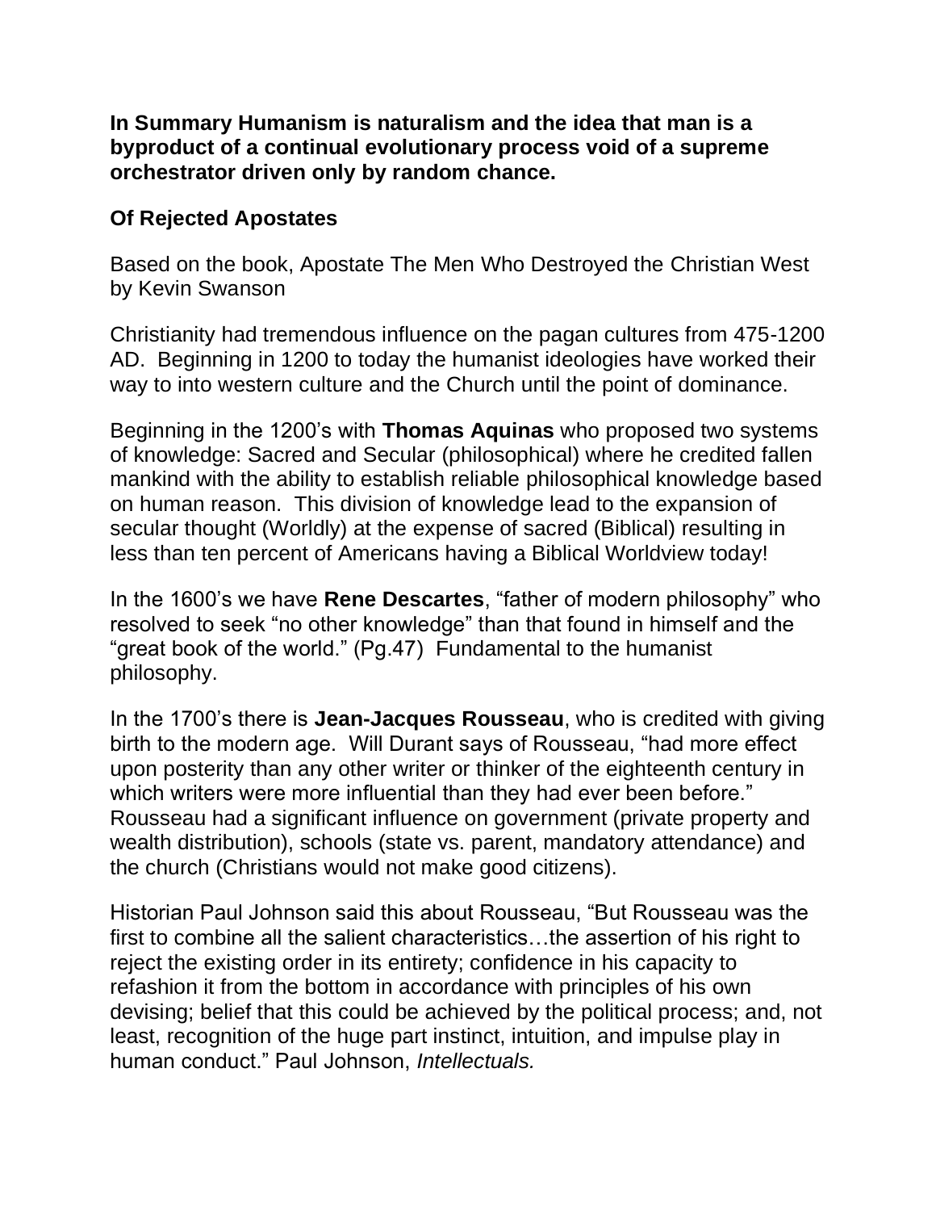**In Summary Humanism is naturalism and the idea that man is a byproduct of a continual evolutionary process void of a supreme orchestrator driven only by random chance.**

## Of Rejected Apostates

Based on the book, Apostate The Men Who Destroyed the Christian West by Kevin Swanson

Christianity had tremendous influence on the pagan cultures from 475-1200 AD. Beginning in 1200 to today the humanist ideologies have worked their way to into western culture and the Church until the point of dominance.

Beginning in the 1200's with **Thomas Aquinas** who proposed two systems of knowledge: Sacred and Secular (philosophical) where he credited fallen mankind with the ability to establish reliable philosophical knowledge based on human reason. This division of knowledge lead to the expansion of secular thought (Worldly) at the expense of sacred (Biblical) resulting in less than ten percent of Americans having a Biblical Worldview today!

In the 1600's we have **Rene Descartes**, "father of modern philosophy" who resolved to seek "no other knowledge" than that found in himself and the "great book of the world." (Pg.47) Fundamental to the humanist philosophy.

In the 1700's there is **Jean-Jacques Rousseau**, who is credited with giving birth to the modern age. Will Durant says of Rousseau, "had more effect upon posterity than any other writer or thinker of the eighteenth century in which writers were more influential than they had ever been before." Rousseau had a significant influence on government (private property and wealth distribution), schools (state vs. parent, mandatory attendance) and the church (Christians would not make good citizens).

Historian Paul Johnson said this about Rousseau, "But Rousseau was the first to combine all the salient characteristics…the assertion of his right to reject the existing order in its entirety; confidence in his capacity to refashion it from the bottom in accordance with principles of his own devising; belief that this could be achieved by the political process; and, not least, recognition of the huge part instinct, intuition, and impulse play in human conduct." Paul Johnson, *Intellectuals.*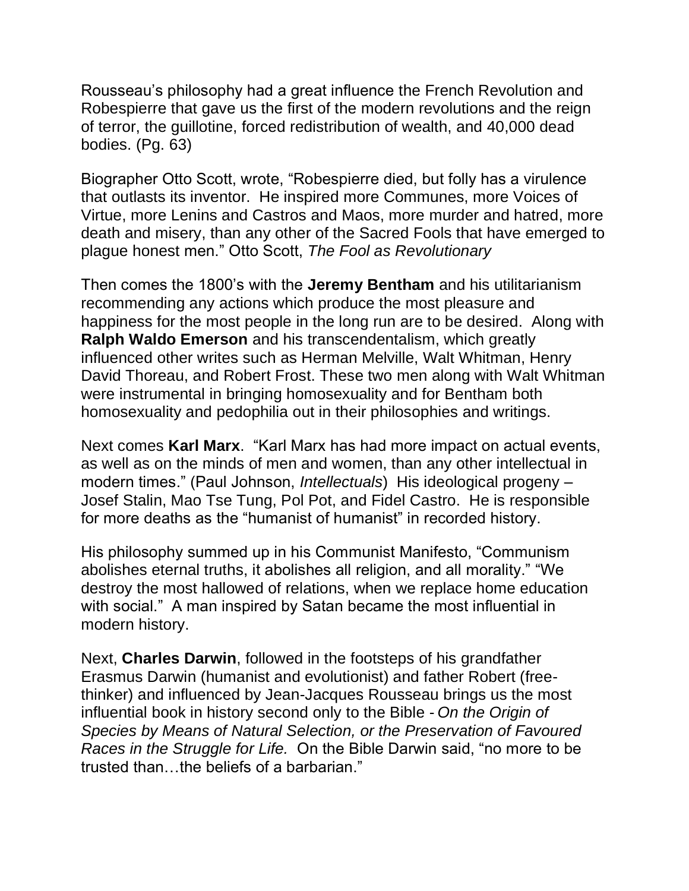Rousseau's philosophy had a great influence the French Revolution and Robespierre that gave us the first of the modern revolutions and the reign of terror, the guillotine, forced redistribution of wealth, and 40,000 dead bodies. (Pg. 63)

Biographer Otto Scott, wrote, "Robespierre died, but folly has a virulence that outlasts its inventor. He inspired more Communes, more Voices of Virtue, more Lenins and Castros and Maos, more murder and hatred, more death and misery, than any other of the Sacred Fools that have emerged to plague honest men." Otto Scott, *The Fool as Revolutionary*

Then comes the 1800's with the **Jeremy Bentham** and his utilitarianism recommending any actions which produce the most pleasure and happiness for the most people in the long run are to be desired. Along with **Ralph Waldo Emerson** and his transcendentalism, which greatly influenced other writes such as Herman Melville, Walt Whitman, Henry David Thoreau, and Robert Frost. These two men along with Walt Whitman were instrumental in bringing homosexuality and for Bentham both homosexuality and pedophilia out in their philosophies and writings.

Next comes **Karl Marx**. "Karl Marx has had more impact on actual events, as well as on the minds of men and women, than any other intellectual in modern times." (Paul Johnson, *Intellectuals*) His ideological progeny – Josef Stalin, Mao Tse Tung, Pol Pot, and Fidel Castro. He is responsible for more deaths as the "humanist of humanist" in recorded history.

His philosophy summed up in his Communist Manifesto, "Communism abolishes eternal truths, it abolishes all religion, and all morality." "We destroy the most hallowed of relations, when we replace home education with social." A man inspired by Satan became the most influential in modern history.

Next, **Charles Darwin**, followed in the footsteps of his grandfather Erasmus Darwin (humanist and evolutionist) and father Robert (free-thinker) and influenced by Jean-Jacques Rousseau brings us the most influential book in history second only to the Bible - *On the Origin of Species by Means of Natural Selection, or the Preservation of Favoured Races in the Struggle for Life.* On the Bible Darwin said, "no more to be trusted than…the beliefs of a barbarian."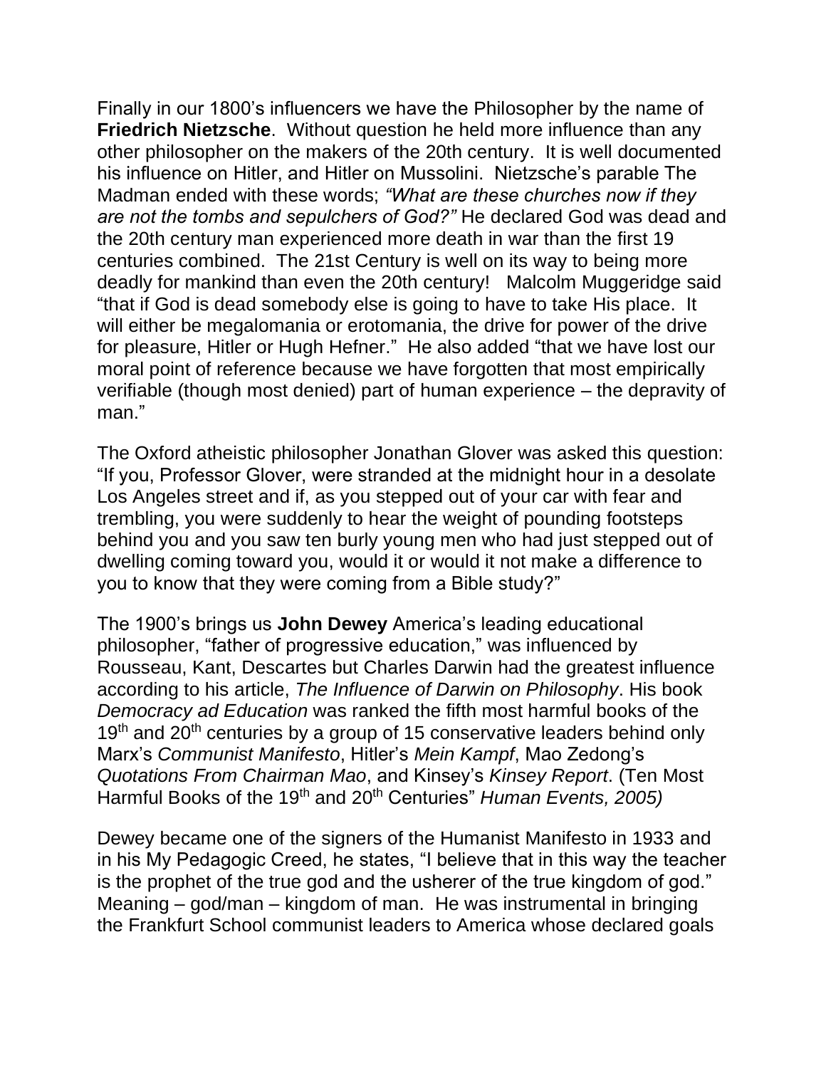Finally in our 1800's influencers we have the Philosopher by the name of **Friedrich Nietzsche**. Without question he held more influence than any other philosopher on the makers of the 20th century. It is well documented his influence on Hitler, and Hitler on Mussolini. Nietzsche's parable The Madman ended with these words; *"What are these churches now if they are not the tombs and sepulchers of God?"* He declared God was dead and the 20th century man experienced more death in war than the first 19 centuries combined. The 21st Century is well on its way to being more deadly for mankind than even the 20th century! Malcolm Muggeridge said "that if God is dead somebody else is going to have to take His place. It will either be megalomania or erotomania, the drive for power of the drive for pleasure, Hitler or Hugh Hefner." He also added "that we have lost our moral point of reference because we have forgotten that most empirically verifiable (though most denied) part of human experience – the depravity of man."

The Oxford atheistic philosopher Jonathan Glover was asked this question: "If you, Professor Glover, were stranded at the midnight hour in a desolate Los Angeles street and if, as you stepped out of your car with fear and trembling, you were suddenly to hear the weight of pounding footsteps behind you and you saw ten burly young men who had just stepped out of dwelling coming toward you, would it or would it not make a difference to you to know that they were coming from a Bible study?"

The 1900's brings us **John Dewey** America's leading educational philosopher, "father of progressive education," was influenced by Rousseau, Kant, Descartes but Charles Darwin had the greatest influence according to his article, *The Influence of Darwin on Philosophy*. His book *Democracy ad Education* was ranked the fifth most harmful books of the 19th and 20th centuries by a group of 15 conservative leaders behind only Marx's *Communist Manifesto*, Hitler's *Mein Kampf*, Mao Zedong's *Quotations From Chairman Mao*, and Kinsey's *Kinsey Report*. (Ten Most Harmful Books of the 19th and 20th Centuries" *Human Events, 2005)*

Dewey became one of the signers of the Humanist Manifesto in 1933 and in his My Pedagogic Creed, he states, "I believe that in this way the teacher is the prophet of the true god and the usherer of the true kingdom of god." Meaning – god/man – kingdom of man. He was instrumental in bringing the Frankfurt School communist leaders to America whose declared goals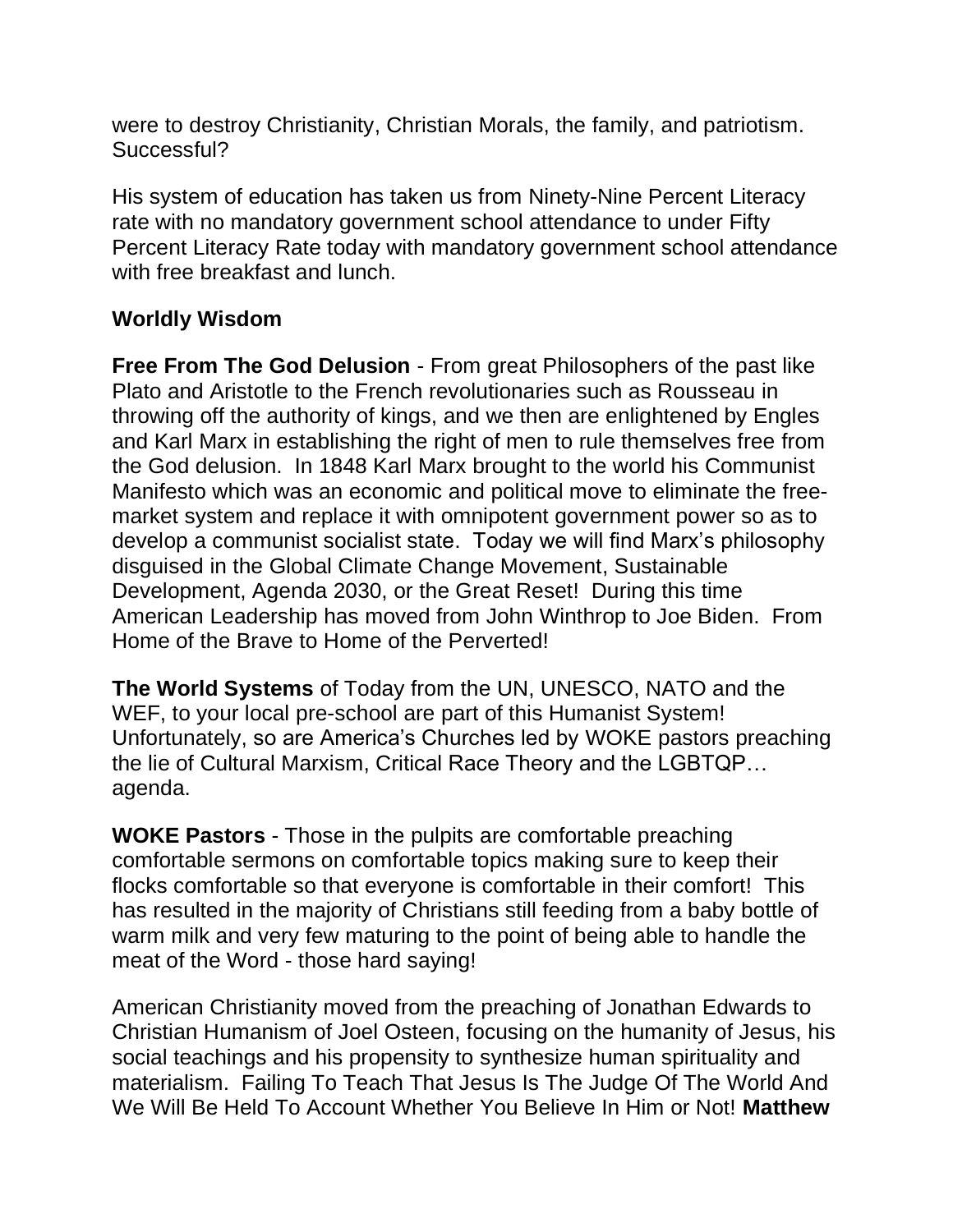were to destroy Christianity, Christian Morals, the family, and patriotism. Successful?

His system of education has taken us from Ninety-Nine Percent Literacy rate with no mandatory government school attendance to under Fifty Percent Literacy Rate today with mandatory government school attendance with free breakfast and lunch.

**Worldly Wisdom**

**Free From The God Delusion** - From great Philosophers of the past like Plato and Aristotle to the French revolutionaries such as Rousseau in throwing off the authority of kings, and we then are enlightened by Engles and Karl Marx in establishing the right of men to rule themselves free from the God delusion. In 1848 Karl Marx brought to the world his Communist Manifesto which was an economic and political move to eliminate the free-market system and replace it with omnipotent government power so as to develop a communist socialist state. Today we will find Marx's philosophy disguised in the Global Climate Change Movement, Sustainable Development, Agenda 2030, or the Great Reset! During this time American Leadership has moved from John Winthrop to Joe Biden. From Home of the Brave to Home of the Perverted!

**The World Systems** of Today from the UN, UNESCO, NATO and the WEF, to your local pre-school are part of this Humanist System! Unfortunately, so are America's Churches led by WOKE pastors preaching the lie of Cultural Marxism, Critical Race Theory and the LGBTQP… agenda.

**WOKE Pastors** - Those in the pulpits are comfortable preaching comfortable sermons on comfortable topics making sure to keep their flocks comfortable so that everyone is comfortable in their comfort! This has resulted in the majority of Christians still feeding from a baby bottle of warm milk and very few maturing to the point of being able to handle the meat of the Word - those hard saying!

American Christianity moved from the preaching of Jonathan Edwards to Christian Humanism of Joel Osteen, focusing on the humanity of Jesus, his social teachings and his propensity to synthesize human spirituality and materialism. Failing To Teach That Jesus Is The Judge Of The World And We Will Be Held To Account Whether You Believe In Him or Not! **Matthew**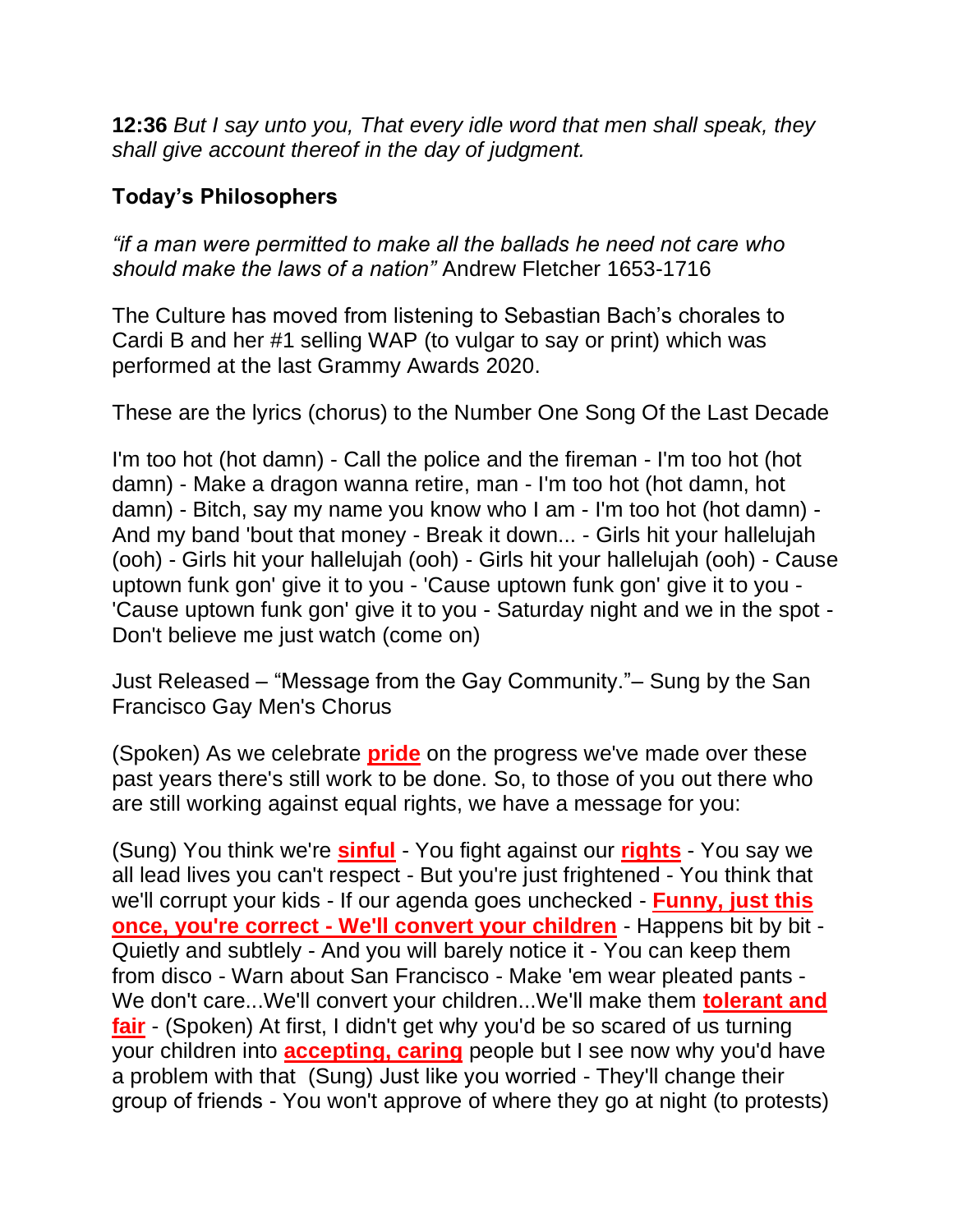**12:36** *But I say unto you, That every idle word that men shall speak, they shall give account thereof in the day of judgment.*

**Today's Philosophers**

*"if a man were permitted to make all the ballads he need not care who should make the laws of a nation"* Andrew Fletcher 1653-1716

The Culture has moved from listening to Sebastian Bach's chorales to Cardi B and her #1 selling WAP (to vulgar to say or print) which was performed at the last Grammy Awards 2020.

These are the lyrics (chorus) to the Number One Song Of the Last Decade

I'm too hot (hot damn) - Call the police and the fireman - I'm too hot (hot damn) - Make a dragon wanna retire, man - I'm too hot (hot damn, hot damn) - Bitch, say my name you know who I am - I'm too hot (hot damn) - And my band 'bout that money - Break it down... - Girls hit your hallelujah (ooh) - Girls hit your hallelujah (ooh) - Girls hit your hallelujah (ooh) - Cause uptown funk gon' give it to you - 'Cause uptown funk gon' give it to you - 'Cause uptown funk gon' give it to you - Saturday night and we in the spot - Don't believe me just watch (come on)

Just Released – "Message from the Gay Community."– Sung by the San Francisco Gay Men's Chorus

(Spoken) As we celebrate **pride** on the progress we've made over these past years there's still work to be done. So, to those of you out there who are still working against equal rights, we have a message for you:

(Sung) You think we're **sinful** - You fight against our **rights** - You say we all lead lives you can't respect - But you're just frightened - You think that we'll corrupt your kids - If our agenda goes unchecked - **Funny, just this once, you're correct - We'll convert your children** - Happens bit by bit - Quietly and subtlely - And you will barely notice it - You can keep them from disco - Warn about San Francisco - Make 'em wear pleated pants - We don't care...We'll convert your children...We'll make them **tolerant and fair** - (Spoken) At first, I didn't get why you'd be so scared of us turning your children into **accepting, caring** people but I see now why you'd have a problem with that (Sung) Just like you worried - They'll change their group of friends - You won't approve of where they go at night (to protests)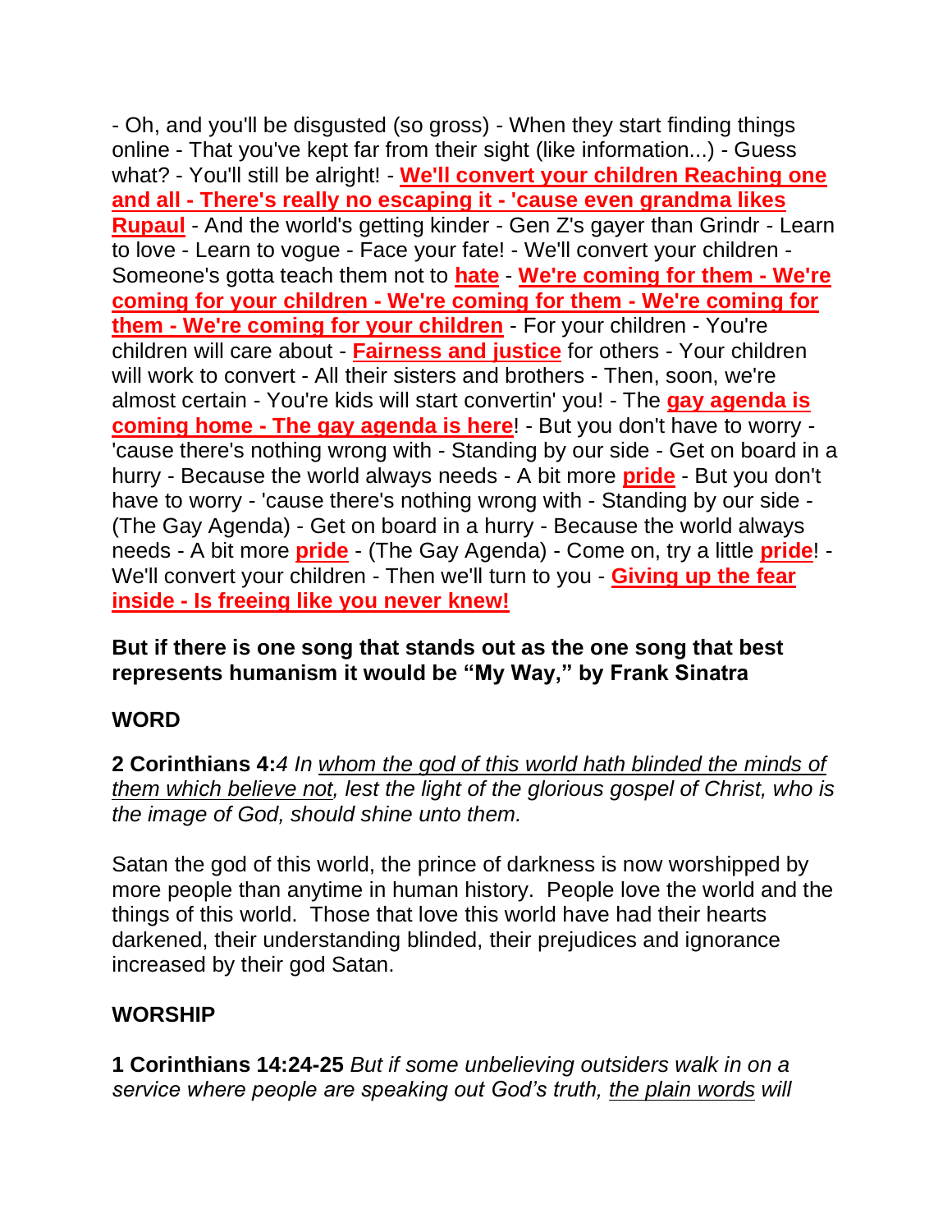- Oh, and you'll be disgusted (so gross) - When they start finding things online - That you've kept far from their sight (like information...) - Guess what? - You'll still be alright! - **We'll convert your children Reaching one and all - There's really no escaping it - 'cause even grandma likes Rupaul** - And the world's getting kinder - Gen Z's gayer than Grindr - Learn to love - Learn to vogue - Face your fate! - We'll convert your children - Someone's gotta teach them not to **hate** - **We're coming for them - We're coming for your children - We're coming for them - We're coming for them - We're coming for your children** - For your children - You're children will care about - **Fairness and justice** for others - Your children will work to convert - All their sisters and brothers - Then, soon, we're almost certain - You're kids will start convertin' you! - The **gay agenda is coming home - The gay agenda is here**! - But you don't have to worry - 'cause there's nothing wrong with - Standing by our side - Get on board in a hurry - Because the world always needs - A bit more **pride** - But you don't have to worry - 'cause there's nothing wrong with - Standing by our side - (The Gay Agenda) - Get on board in a hurry - Because the world always needs - A bit more **pride** - (The Gay Agenda) - Come on, try a little **pride**! - We'll convert your children - Then we'll turn to you - **Giving up the fear inside - Is freeing like you never knew!**

**But if there is one song that stands out as the one song that best represents humanism it would be "My Way," by Frank Sinatra**

**WORD**

**2 Corinthians 4:***4 In whom the god of this world hath blinded the minds of them which believe not, lest the light of the glorious gospel of Christ, who is the image of God, should shine unto them.*

Satan the god of this world, the prince of darkness is now worshipped by more people than anytime in human history. People love the world and the things of this world. Those that love this world have had their hearts darkened, their understanding blinded, their prejudices and ignorance increased by their god Satan.

**WORSHIP**

**1 Corinthians 14:24-25** *But if some unbelieving outsiders walk in on a service where people are speaking out God's truth, the plain words will*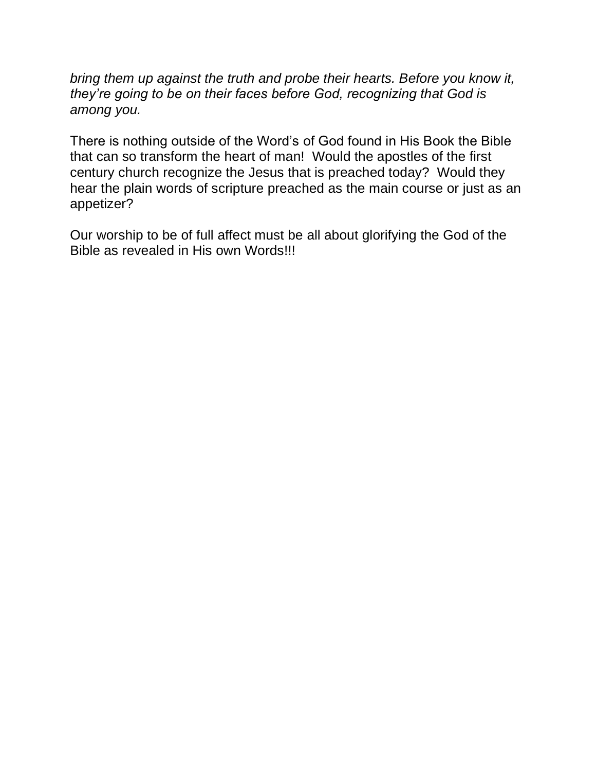*bring them up against the truth and probe their hearts. Before you know it, they're going to be on their faces before God, recognizing that God is among you.*

There is nothing outside of the Word's of God found in His Book the Bible that can so transform the heart of man! Would the apostles of the first century church recognize the Jesus that is preached today? Would they hear the plain words of scripture preached as the main course or just as an appetizer?

Our worship to be of full affect must be all about glorifying the God of the Bible as revealed in His own Words!!!